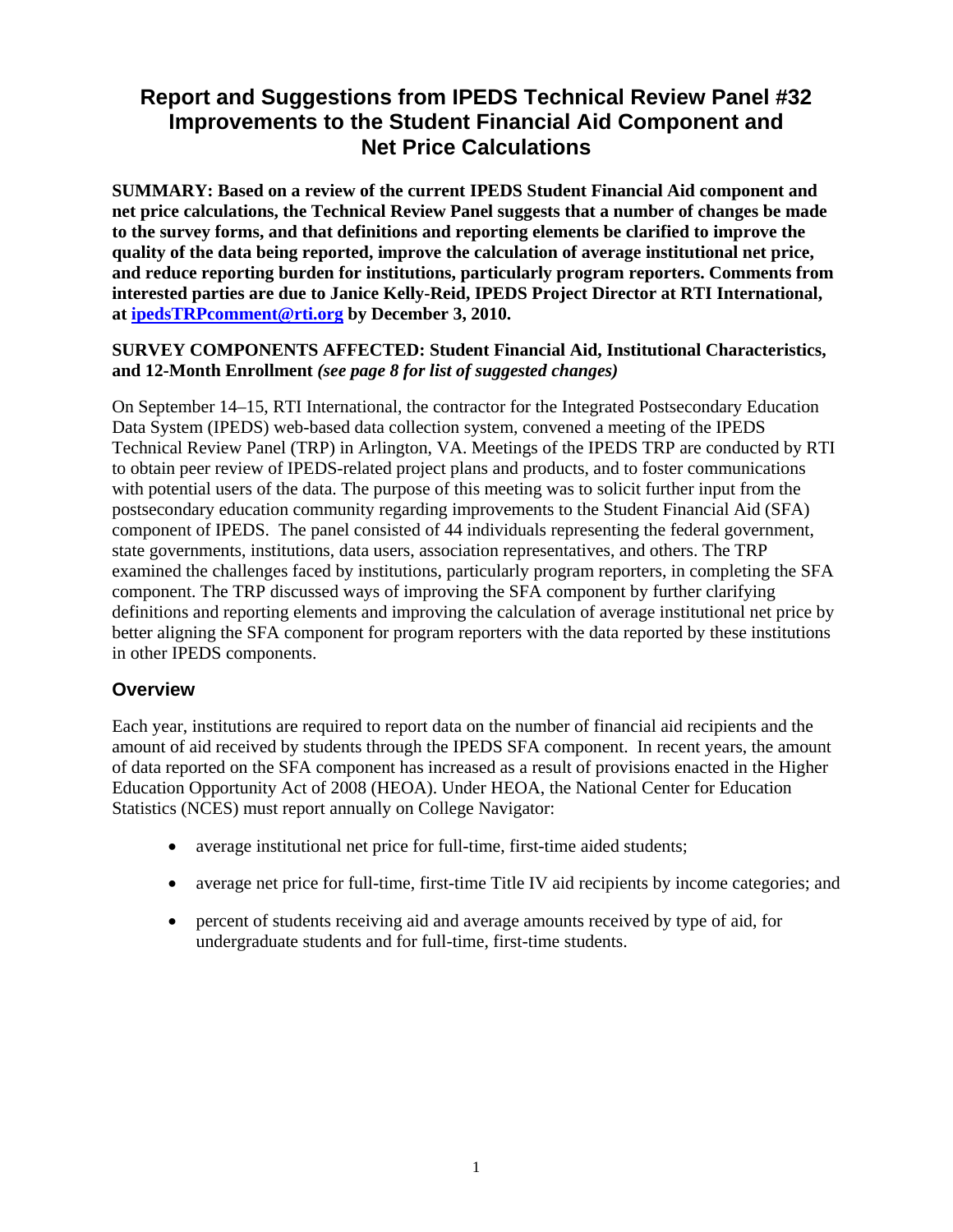# Report and Suggestions from IPEDS Technical Review Panel #32 Improvements to the Student Financial Aid Component and Net Price Calculations

**SUMMARY: Based on a review of the current IPEDS Student Financial Aid component and net price calculations, the Technical Review Panel suggests that a number of changes be made to the survey forms, and that definitions and reporting elements be clarified to improve the quality of the data being reported, improve the calculation of average institutional net price, and reduce reporting burden for institutions, particularly program reporters. Comments from interested parties are due to Janice Kelly-Reid, IPEDS Project Director at RTI International, at [ipedsTRPcomment@rti.org](mailto:ipedsTRPcomment@rti.org) by December 3, 2010.**

**SURVEY COMPONENTS AFFECTED: Student Financial Aid, Institutional Characteristics, and 12-Month Enrollment *(see page 8 for list of suggested changes)***

On September 14–15, RTI International, the contractor for the Integrated Postsecondary Education Data System (IPEDS) web-based data collection system, convened a meeting of the IPEDS Technical Review Panel (TRP) in Arlington, VA. Meetings of the IPEDS TRP are conducted by RTI to obtain peer review of IPEDS-related project plans and products, and to foster communications with potential users of the data. The purpose of this meeting was to solicit further input from the postsecondary education community regarding improvements to the Student Financial Aid (SFA) component of IPEDS. The panel consisted of 44 individuals representing the federal government, state governments, institutions, data users, association representatives, and others. The TRP examined the challenges faced by institutions, particularly program reporters, in completing the SFA component. The TRP discussed ways of improving the SFA component by further clarifying definitions and reporting elements and improving the calculation of average institutional net price by better aligning the SFA component for program reporters with the data reported by these institutions in other IPEDS components.

## Overview

Each year, institutions are required to report data on the number of financial aid recipients and the amount of aid received by students through the IPEDS SFA component. In recent years, the amount of data reported on the SFA component has increased as a result of provisions enacted in the Higher Education Opportunity Act of 2008 (HEOA). Under HEOA, the National Center for Education Statistics (NCES) must report annually on College Navigator:

- average institutional net price for full-time, first-time aided students;
- average net price for full-time, first-time Title IV aid recipients by income categories; and
- percent of students receiving aid and average amounts received by type of aid, for undergraduate students and for full-time, first-time students.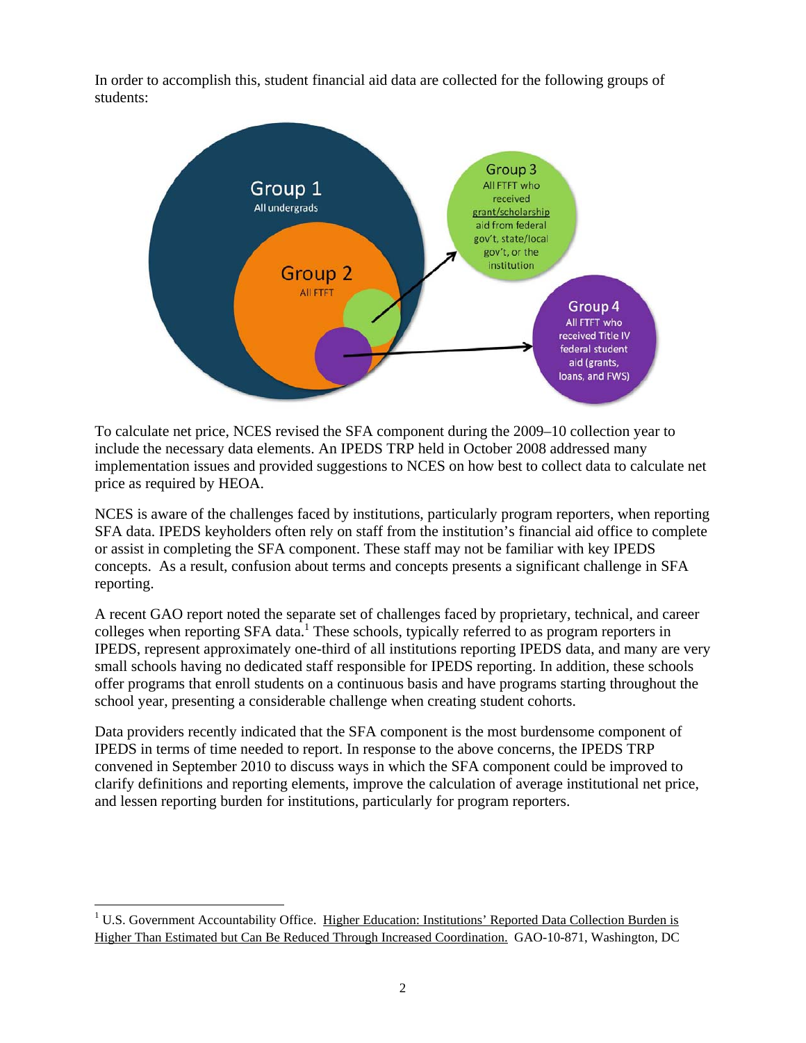In order to accomplish this, student financial aid data are collected for the following groups of students:

Group 1
All undergrads

Group 2
All FTFT

Group 3
All FTFT who received grant/scholarship aid from federal gov't, state/local gov't, or the institution

Group 4
All FTFT who received Title IV federal student aid (grants, loans, and FWS)

To calculate net price, NCES revised the SFA component during the 2009–10 collection year to include the necessary data elements. An IPEDS TRP held in October 2008 addressed many implementation issues and provided suggestions to NCES on how best to collect data to calculate net price as required by HEOA.

NCES is aware of the challenges faced by institutions, particularly program reporters, when reporting SFA data. IPEDS keyholders often rely on staff from the institution's financial aid office to complete or assist in completing the SFA component. These staff may not be familiar with key IPEDS concepts. As a result, confusion about terms and concepts presents a significant challenge in SFA reporting.

A recent GAO report noted the separate set of challenges faced by proprietary, technical, and career colleges when reporting SFA data.[1] These schools, typically referred to as program reporters in IPEDS, represent approximately one-third of all institutions reporting IPEDS data, and many are very small schools having no dedicated staff responsible for IPEDS reporting. In addition, these schools offer programs that enroll students on a continuous basis and have programs starting throughout the school year, presenting a considerable challenge when creating student cohorts.

Data providers recently indicated that the SFA component is the most burdensome component of IPEDS in terms of time needed to report. In response to the above concerns, the IPEDS TRP convened in September 2010 to discuss ways in which the SFA component could be improved to clarify definitions and reporting elements, improve the calculation of average institutional net price, and lessen reporting burden for institutions, particularly for program reporters.

[1] U.S. Government Accountability Office. Higher Education: Institutions' Reported Data Collection Burden is Higher Than Estimated but Can Be Reduced Through Increased Coordination. GAO-10-871, Washington, DC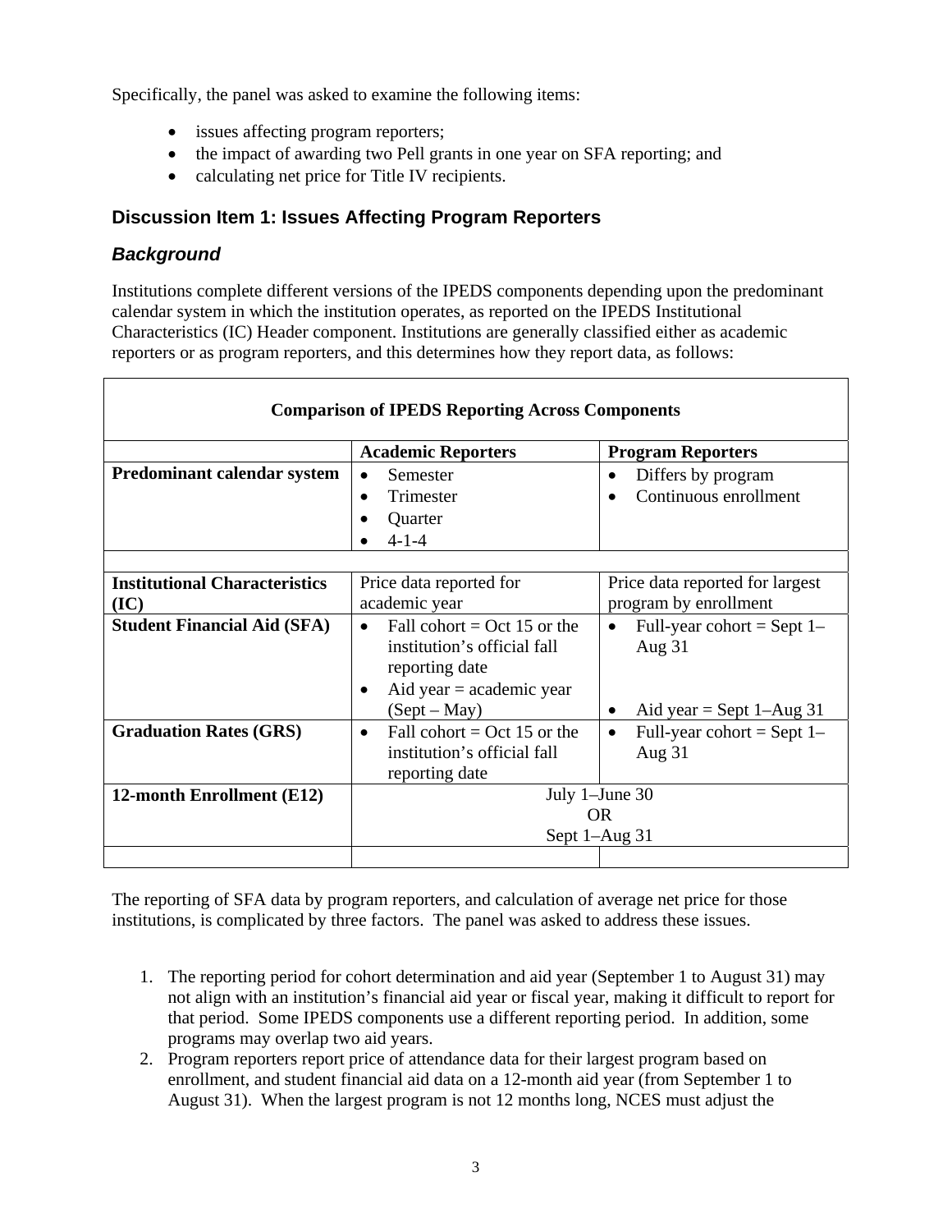Specifically, the panel was asked to examine the following items:

- issues affecting program reporters;
- the impact of awarding two Pell grants in one year on SFA reporting; and
- calculating net price for Title IV recipients.

## Discussion Item 1: Issues Affecting Program Reporters

### *Background*

Institutions complete different versions of the IPEDS components depending upon the predominant calendar system in which the institution operates, as reported on the IPEDS Institutional Characteristics (IC) Header component. Institutions are generally classified either as academic reporters or as program reporters, and this determines how they report data, as follows:

| **Comparison of IPEDS Reporting Across Components** | | |
|---|---|---|
| | **Academic Reporters** | **Program Reporters** |
| **Predominant calendar system** | • Semester<br>• Trimester<br>• Quarter<br>• 4-1-4 | • Differs by program<br>• Continuous enrollment |
| | | |
| **Institutional Characteristics (IC)** | Price data reported for academic year | Price data reported for largest program by enrollment |
| **Student Financial Aid (SFA)** | • Fall cohort = Oct 15 or the institution's official fall reporting date<br>• Aid year = academic year (Sept – May) | • Full-year cohort = Sept 1–Aug 31<br>• Aid year = Sept 1–Aug 31 |
| **Graduation Rates (GRS)** | • Fall cohort = Oct 15 or the institution's official fall reporting date | • Full-year cohort = Sept 1–Aug 31 |
| **12-month Enrollment (E12)** | July 1–June 30<br>OR<br>Sept 1–Aug 31 | |
| | | |

The reporting of SFA data by program reporters, and calculation of average net price for those institutions, is complicated by three factors. The panel was asked to address these issues.

1. The reporting period for cohort determination and aid year (September 1 to August 31) may not align with an institution's financial aid year or fiscal year, making it difficult to report for that period. Some IPEDS components use a different reporting period. In addition, some programs may overlap two aid years.
2. Program reporters report price of attendance data for their largest program based on enrollment, and student financial aid data on a 12-month aid year (from September 1 to August 31). When the largest program is not 12 months long, NCES must adjust the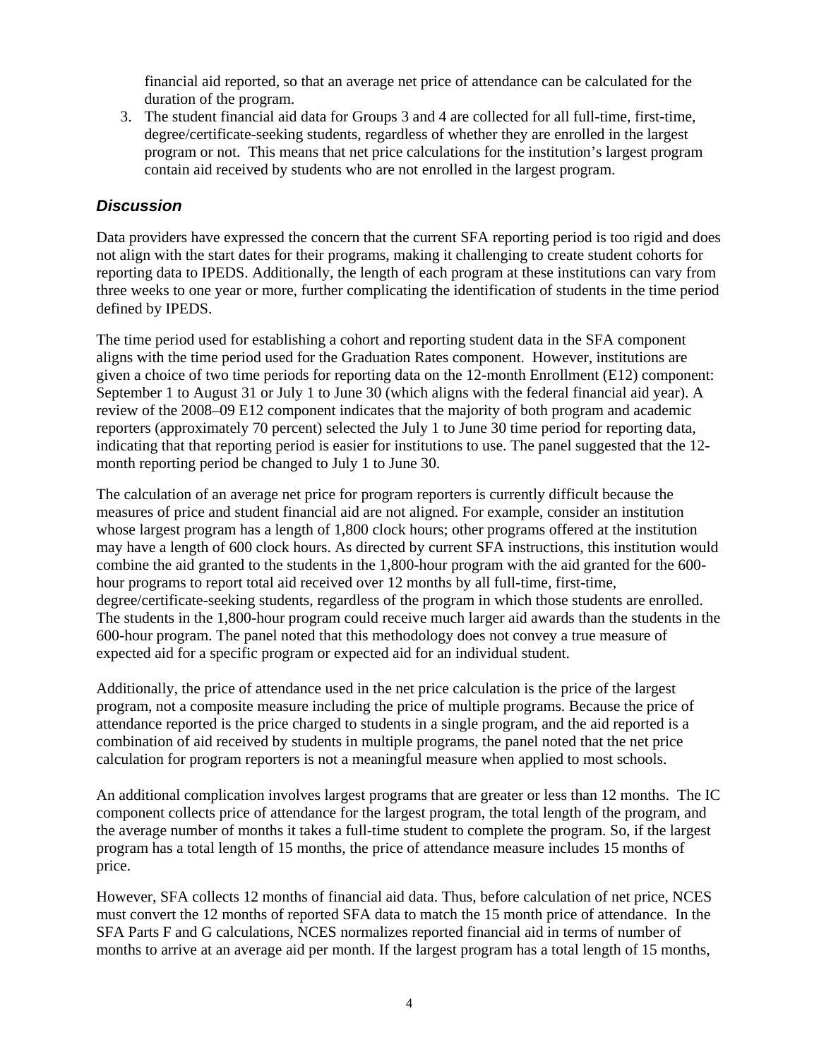financial aid reported, so that an average net price of attendance can be calculated for the duration of the program.

3. The student financial aid data for Groups 3 and 4 are collected for all full-time, first-time, degree/certificate-seeking students, regardless of whether they are enrolled in the largest program or not. This means that net price calculations for the institution's largest program contain aid received by students who are not enrolled in the largest program.

### *Discussion*

Data providers have expressed the concern that the current SFA reporting period is too rigid and does not align with the start dates for their programs, making it challenging to create student cohorts for reporting data to IPEDS. Additionally, the length of each program at these institutions can vary from three weeks to one year or more, further complicating the identification of students in the time period defined by IPEDS.

The time period used for establishing a cohort and reporting student data in the SFA component aligns with the time period used for the Graduation Rates component. However, institutions are given a choice of two time periods for reporting data on the 12-month Enrollment (E12) component: September 1 to August 31 or July 1 to June 30 (which aligns with the federal financial aid year). A review of the 2008–09 E12 component indicates that the majority of both program and academic reporters (approximately 70 percent) selected the July 1 to June 30 time period for reporting data, indicating that that reporting period is easier for institutions to use. The panel suggested that the 12-month reporting period be changed to July 1 to June 30.

The calculation of an average net price for program reporters is currently difficult because the measures of price and student financial aid are not aligned. For example, consider an institution whose largest program has a length of 1,800 clock hours; other programs offered at the institution may have a length of 600 clock hours. As directed by current SFA instructions, this institution would combine the aid granted to the students in the 1,800-hour program with the aid granted for the 600-hour programs to report total aid received over 12 months by all full-time, first-time, degree/certificate-seeking students, regardless of the program in which those students are enrolled. The students in the 1,800-hour program could receive much larger aid awards than the students in the 600-hour program. The panel noted that this methodology does not convey a true measure of expected aid for a specific program or expected aid for an individual student.

Additionally, the price of attendance used in the net price calculation is the price of the largest program, not a composite measure including the price of multiple programs. Because the price of attendance reported is the price charged to students in a single program, and the aid reported is a combination of aid received by students in multiple programs, the panel noted that the net price calculation for program reporters is not a meaningful measure when applied to most schools.

An additional complication involves largest programs that are greater or less than 12 months. The IC component collects price of attendance for the largest program, the total length of the program, and the average number of months it takes a full-time student to complete the program. So, if the largest program has a total length of 15 months, the price of attendance measure includes 15 months of price.

However, SFA collects 12 months of financial aid data. Thus, before calculation of net price, NCES must convert the 12 months of reported SFA data to match the 15 month price of attendance. In the SFA Parts F and G calculations, NCES normalizes reported financial aid in terms of number of months to arrive at an average aid per month. If the largest program has a total length of 15 months,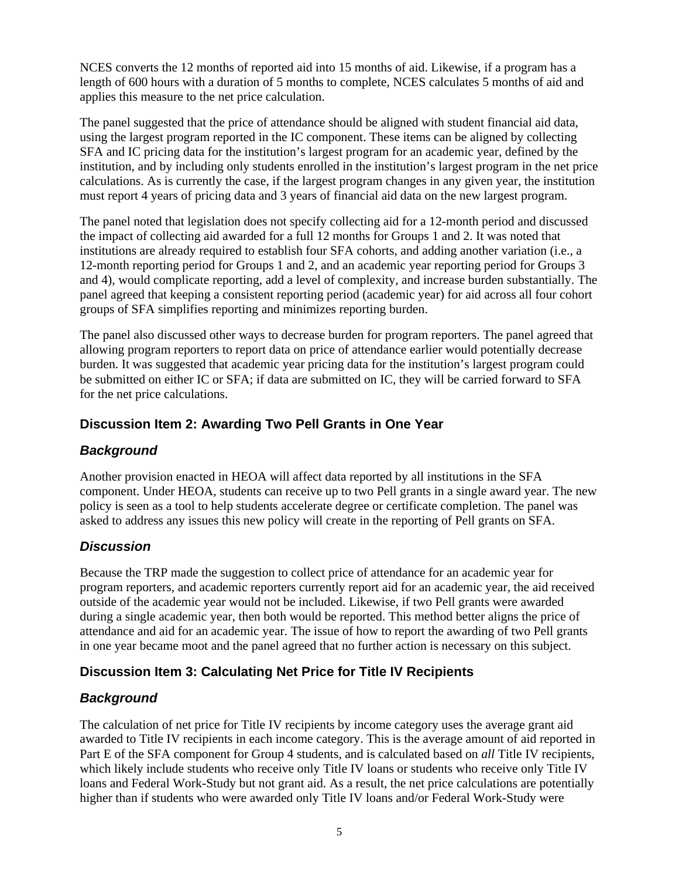NCES converts the 12 months of reported aid into 15 months of aid. Likewise, if a program has a length of 600 hours with a duration of 5 months to complete, NCES calculates 5 months of aid and applies this measure to the net price calculation.

The panel suggested that the price of attendance should be aligned with student financial aid data, using the largest program reported in the IC component. These items can be aligned by collecting SFA and IC pricing data for the institution's largest program for an academic year, defined by the institution, and by including only students enrolled in the institution's largest program in the net price calculations. As is currently the case, if the largest program changes in any given year, the institution must report 4 years of pricing data and 3 years of financial aid data on the new largest program.

The panel noted that legislation does not specify collecting aid for a 12-month period and discussed the impact of collecting aid awarded for a full 12 months for Groups 1 and 2. It was noted that institutions are already required to establish four SFA cohorts, and adding another variation (i.e., a 12-month reporting period for Groups 1 and 2, and an academic year reporting period for Groups 3 and 4), would complicate reporting, add a level of complexity, and increase burden substantially. The panel agreed that keeping a consistent reporting period (academic year) for aid across all four cohort groups of SFA simplifies reporting and minimizes reporting burden.

The panel also discussed other ways to decrease burden for program reporters. The panel agreed that allowing program reporters to report data on price of attendance earlier would potentially decrease burden. It was suggested that academic year pricing data for the institution's largest program could be submitted on either IC or SFA; if data are submitted on IC, they will be carried forward to SFA for the net price calculations.

## Discussion Item 2: Awarding Two Pell Grants in One Year

### *Background*

Another provision enacted in HEOA will affect data reported by all institutions in the SFA component. Under HEOA, students can receive up to two Pell grants in a single award year. The new policy is seen as a tool to help students accelerate degree or certificate completion. The panel was asked to address any issues this new policy will create in the reporting of Pell grants on SFA.

### *Discussion*

Because the TRP made the suggestion to collect price of attendance for an academic year for program reporters, and academic reporters currently report aid for an academic year, the aid received outside of the academic year would not be included. Likewise, if two Pell grants were awarded during a single academic year, then both would be reported. This method better aligns the price of attendance and aid for an academic year. The issue of how to report the awarding of two Pell grants in one year became moot and the panel agreed that no further action is necessary on this subject.

## Discussion Item 3: Calculating Net Price for Title IV Recipients

### *Background*

The calculation of net price for Title IV recipients by income category uses the average grant aid awarded to Title IV recipients in each income category. This is the average amount of aid reported in Part E of the SFA component for Group 4 students, and is calculated based on *all* Title IV recipients, which likely include students who receive only Title IV loans or students who receive only Title IV loans and Federal Work-Study but not grant aid. As a result, the net price calculations are potentially higher than if students who were awarded only Title IV loans and/or Federal Work-Study were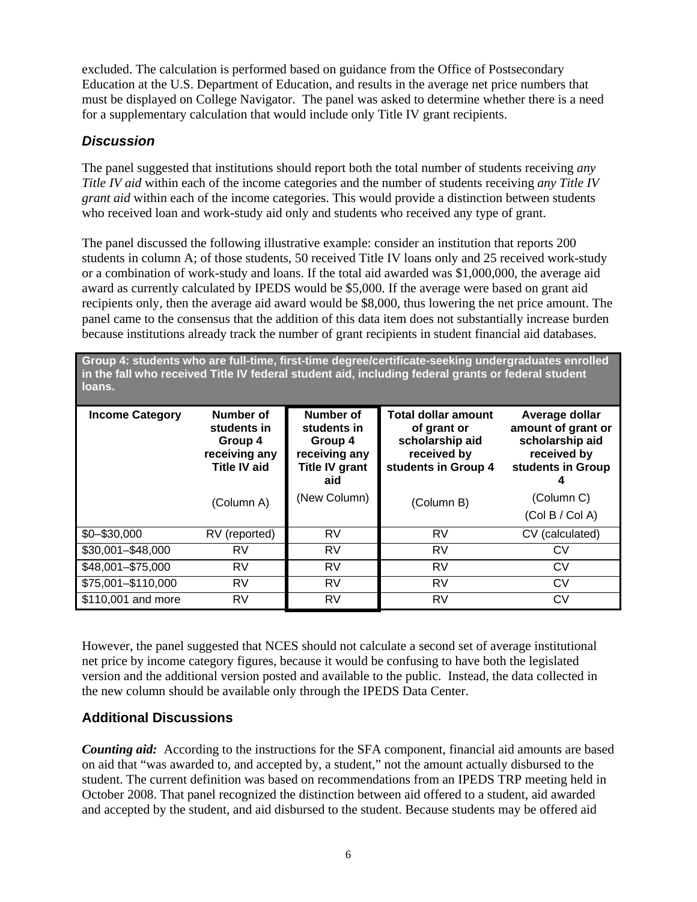excluded. The calculation is performed based on guidance from the Office of Postsecondary Education at the U.S. Department of Education, and results in the average net price numbers that must be displayed on College Navigator. The panel was asked to determine whether there is a need for a supplementary calculation that would include only Title IV grant recipients.

### *Discussion*

The panel suggested that institutions should report both the total number of students receiving *any Title IV aid* within each of the income categories and the number of students receiving *any Title IV grant aid* within each of the income categories. This would provide a distinction between students who received loan and work-study aid only and students who received any type of grant.

The panel discussed the following illustrative example: consider an institution that reports 200 students in column A; of those students, 50 received Title IV loans only and 25 received work-study or a combination of work-study and loans. If the total aid awarded was $1,000,000, the average aid award as currently calculated by IPEDS would be $5,000. If the average were based on grant aid recipients only, then the average aid award would be $8,000, thus lowering the net price amount. The panel came to the consensus that the addition of this data item does not substantially increase burden because institutions already track the number of grant recipients in student financial aid databases.

| **Group 4: students who are full-time, first-time degree/certificate-seeking undergraduates enrolled in the fall who received Title IV federal student aid, including federal grants or federal student loans.** | | | | |
|---|---|---|---|---|
| **Income Category** | **Number of students in Group 4 receiving any Title IV aid** (Column A) | **Number of students in Group 4 receiving any Title IV grant aid** (New Column) | **Total dollar amount of grant or scholarship aid received by students in Group 4** (Column B) | **Average dollar amount of grant or scholarship aid received by students in Group 4** (Column C) (Col B / Col A) |
| $0–$30,000 | RV (reported) | RV | RV | CV (calculated) |
| $30,001–$48,000 | RV | RV | RV | CV |
| $48,001–$75,000 | RV | RV | RV | CV |
| $75,001–$110,000 | RV | RV | RV | CV |
| $110,001 and more | RV | RV | RV | CV |

However, the panel suggested that NCES should not calculate a second set of average institutional net price by income category figures, because it would be confusing to have both the legislated version and the additional version posted and available to the public. Instead, the data collected in the new column should be available only through the IPEDS Data Center.

## Additional Discussions

***Counting aid:*** According to the instructions for the SFA component, financial aid amounts are based on aid that "was awarded to, and accepted by, a student," not the amount actually disbursed to the student. The current definition was based on recommendations from an IPEDS TRP meeting held in October 2008. That panel recognized the distinction between aid offered to a student, aid awarded and accepted by the student, and aid disbursed to the student. Because students may be offered aid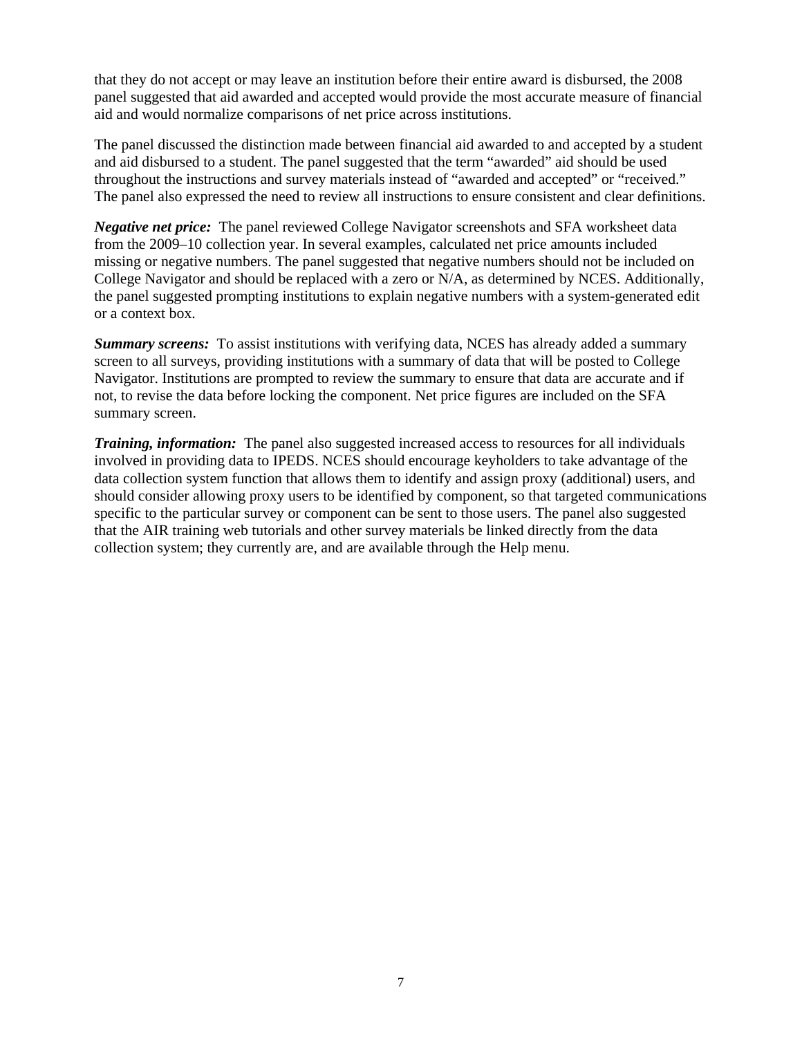that they do not accept or may leave an institution before their entire award is disbursed, the 2008 panel suggested that aid awarded and accepted would provide the most accurate measure of financial aid and would normalize comparisons of net price across institutions.

The panel discussed the distinction made between financial aid awarded to and accepted by a student and aid disbursed to a student. The panel suggested that the term “awarded” aid should be used throughout the instructions and survey materials instead of “awarded and accepted” or “received.” The panel also expressed the need to review all instructions to ensure consistent and clear definitions.

***Negative net price:*** The panel reviewed College Navigator screenshots and SFA worksheet data from the 2009–10 collection year. In several examples, calculated net price amounts included missing or negative numbers. The panel suggested that negative numbers should not be included on College Navigator and should be replaced with a zero or N/A, as determined by NCES. Additionally, the panel suggested prompting institutions to explain negative numbers with a system-generated edit or a context box.

***Summary screens:*** To assist institutions with verifying data, NCES has already added a summary screen to all surveys, providing institutions with a summary of data that will be posted to College Navigator. Institutions are prompted to review the summary to ensure that data are accurate and if not, to revise the data before locking the component. Net price figures are included on the SFA summary screen.

***Training, information:*** The panel also suggested increased access to resources for all individuals involved in providing data to IPEDS. NCES should encourage keyholders to take advantage of the data collection system function that allows them to identify and assign proxy (additional) users, and should consider allowing proxy users to be identified by component, so that targeted communications specific to the particular survey or component can be sent to those users. The panel also suggested that the AIR training web tutorials and other survey materials be linked directly from the data collection system; they currently are, and are available through the Help menu.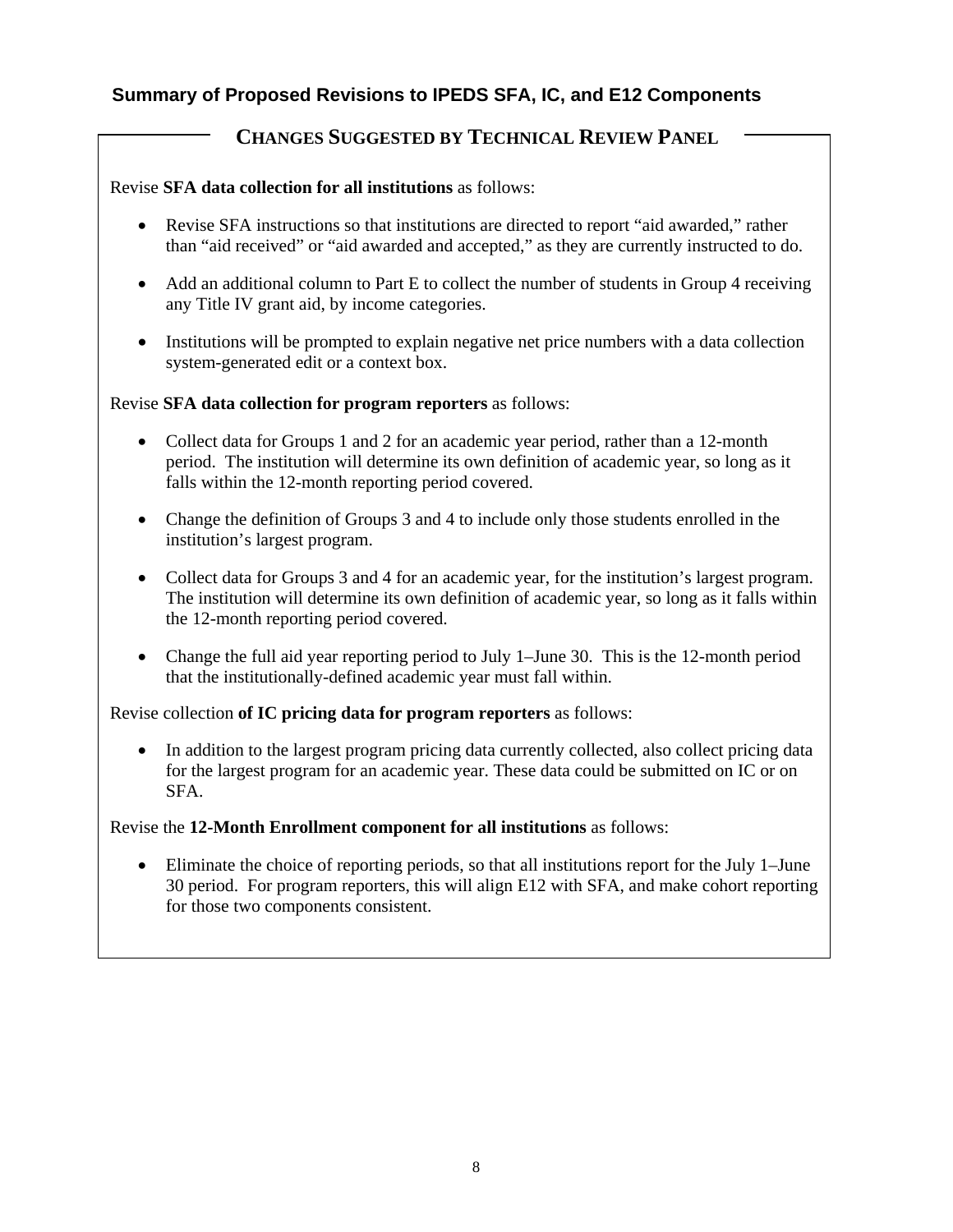## Summary of Proposed Revisions to IPEDS SFA, IC, and E12 Components

### CHANGES SUGGESTED BY TECHNICAL REVIEW PANEL

Revise **SFA data collection for all institutions** as follows:

- Revise SFA instructions so that institutions are directed to report "aid awarded," rather than "aid received" or "aid awarded and accepted," as they are currently instructed to do.
- Add an additional column to Part E to collect the number of students in Group 4 receiving any Title IV grant aid, by income categories.
- Institutions will be prompted to explain negative net price numbers with a data collection system-generated edit or a context box.

Revise **SFA data collection for program reporters** as follows:

- Collect data for Groups 1 and 2 for an academic year period, rather than a 12-month period. The institution will determine its own definition of academic year, so long as it falls within the 12-month reporting period covered.
- Change the definition of Groups 3 and 4 to include only those students enrolled in the institution's largest program.
- Collect data for Groups 3 and 4 for an academic year, for the institution's largest program. The institution will determine its own definition of academic year, so long as it falls within the 12-month reporting period covered.
- Change the full aid year reporting period to July 1–June 30. This is the 12-month period that the institutionally-defined academic year must fall within.

Revise collection **of IC pricing data for program reporters** as follows:

- In addition to the largest program pricing data currently collected, also collect pricing data for the largest program for an academic year. These data could be submitted on IC or on SFA.

Revise the **12-Month Enrollment component for all institutions** as follows:

- Eliminate the choice of reporting periods, so that all institutions report for the July 1–June 30 period. For program reporters, this will align E12 with SFA, and make cohort reporting for those two components consistent.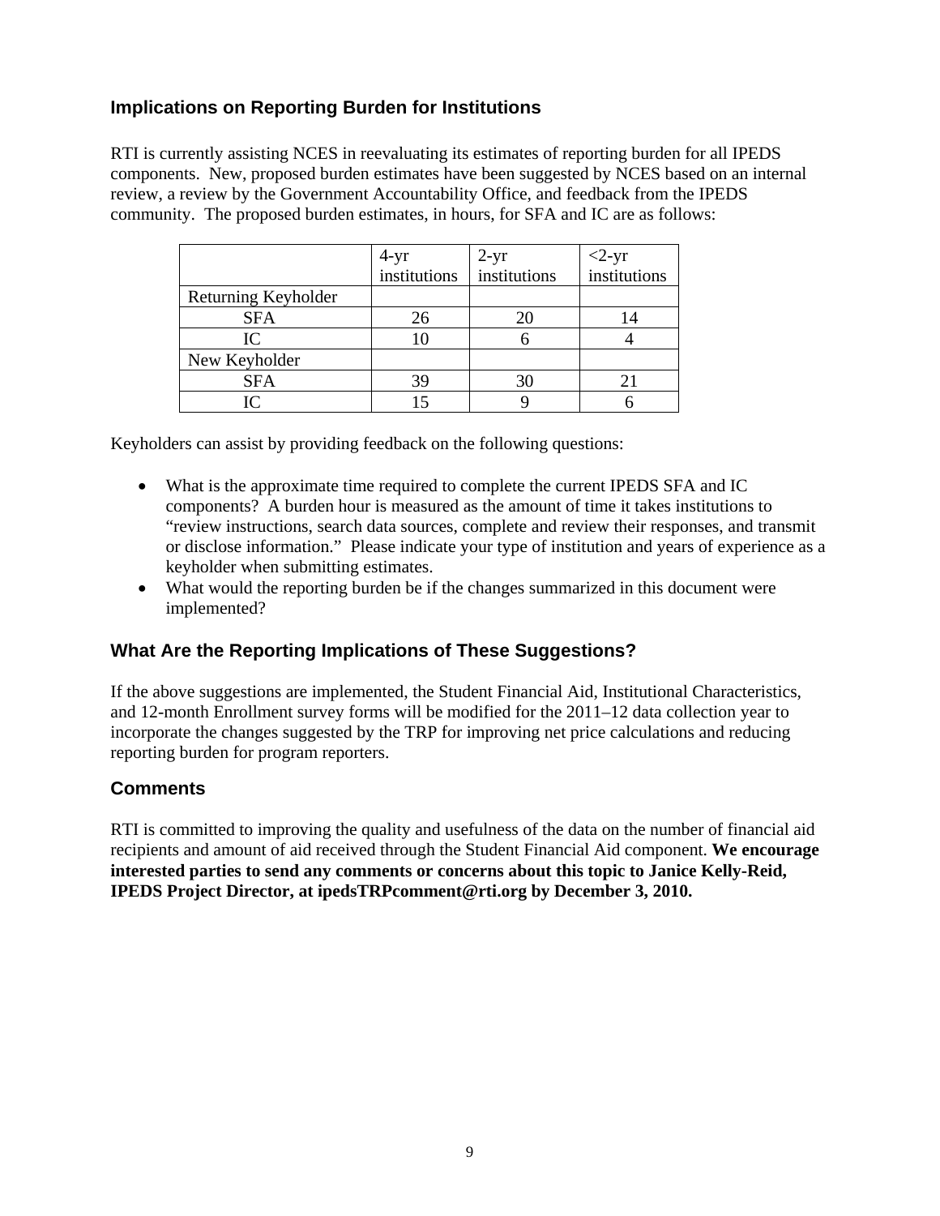## Implications on Reporting Burden for Institutions

RTI is currently assisting NCES in reevaluating its estimates of reporting burden for all IPEDS components. New, proposed burden estimates have been suggested by NCES based on an internal review, a review by the Government Accountability Office, and feedback from the IPEDS community. The proposed burden estimates, in hours, for SFA and IC are as follows:

| | 4-yr institutions | 2-yr institutions | <2-yr institutions |
|---|---|---|---|
| Returning Keyholder | | | |
| SFA | 26 | 20 | 14 |
| IC | 10 | 6 | 4 |
| New Keyholder | | | |
| SFA | 39 | 30 | 21 |
| IC | 15 | 9 | 6 |

Keyholders can assist by providing feedback on the following questions:

- What is the approximate time required to complete the current IPEDS SFA and IC components? A burden hour is measured as the amount of time it takes institutions to "review instructions, search data sources, complete and review their responses, and transmit or disclose information." Please indicate your type of institution and years of experience as a keyholder when submitting estimates.
- What would the reporting burden be if the changes summarized in this document were implemented?

## What Are the Reporting Implications of These Suggestions?

If the above suggestions are implemented, the Student Financial Aid, Institutional Characteristics, and 12-month Enrollment survey forms will be modified for the 2011–12 data collection year to incorporate the changes suggested by the TRP for improving net price calculations and reducing reporting burden for program reporters.

## Comments

RTI is committed to improving the quality and usefulness of the data on the number of financial aid recipients and amount of aid received through the Student Financial Aid component. **We encourage interested parties to send any comments or concerns about this topic to Janice Kelly-Reid, IPEDS Project Director, at ipedsTRPcomment@rti.org by December 3, 2010.**